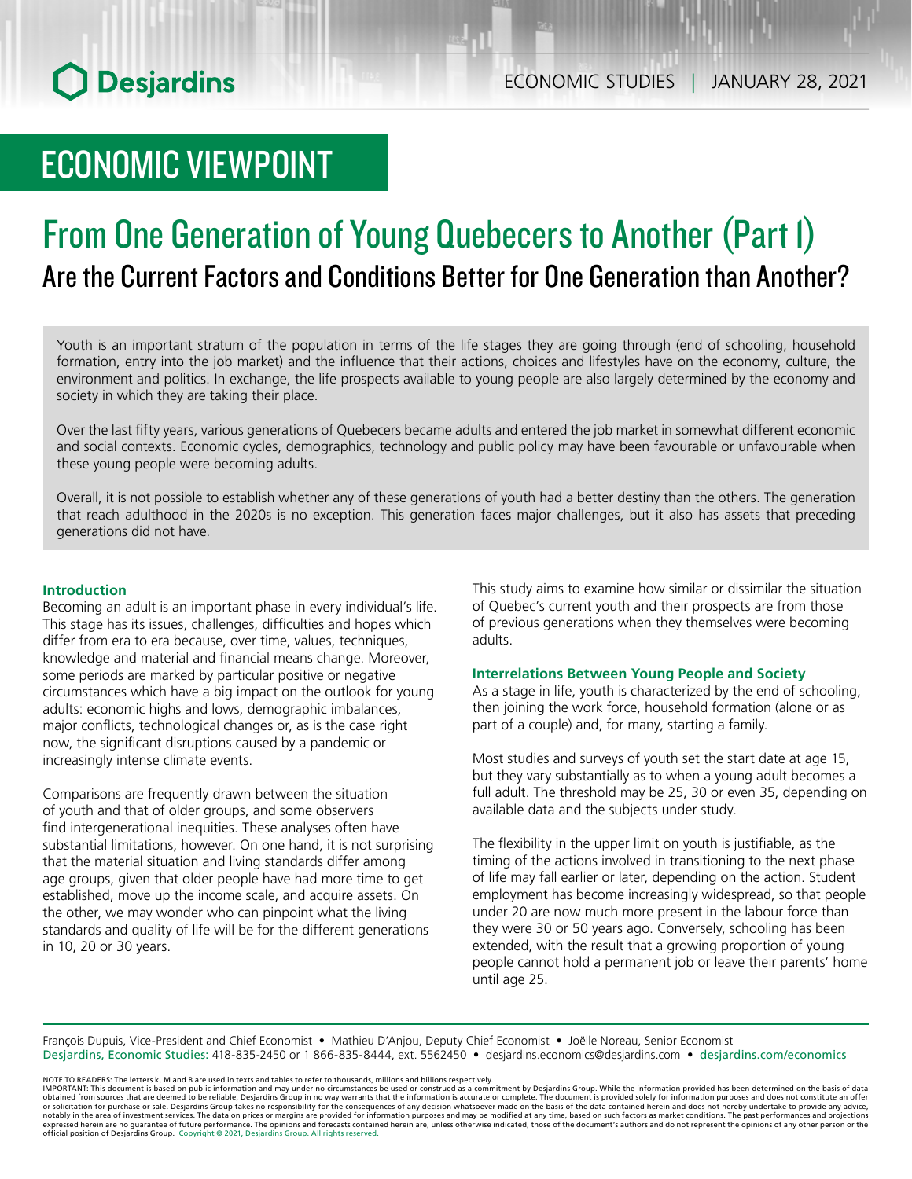# ECONOMIC VIEWPOINT

# From One Generation of Young Quebecers to Another (Part I)

## Are the Current Factors and Conditions Better for One Generation than Another?

Youth is an important stratum of the population in terms of the life stages they are going through (end of schooling, household formation, entry into the job market) and the influence that their actions, choices and lifestyles have on the economy, culture, the environment and politics. In exchange, the life prospects available to young people are also largely determined by the economy and society in which they are taking their place.

Over the last fifty years, various generations of Quebecers became adults and entered the job market in somewhat different economic and social contexts. Economic cycles, demographics, technology and public policy may have been favourable or unfavourable when these young people were becoming adults.

Overall, it is not possible to establish whether any of these generations of youth had a better destiny than the others. The generation that reach adulthood in the 2020s is no exception. This generation faces major challenges, but it also has assets that preceding generations did not have.

### Introduction

Becoming an adult is an important phase in every individual's life. This stage has its issues, challenges, difficulties and hopes which differ from era to era because, over time, values, techniques, knowledge and material and financial means change. Moreover, some periods are marked by particular positive or negative circumstances which have a big impact on the outlook for young adults: economic highs and lows, demographic imbalances, major conflicts, technological changes or, as is the case right now, the significant disruptions caused by a pandemic or increasingly intense climate events.

Comparisons are frequently drawn between the situation of youth and that of older groups, and some observers find intergenerational inequities. These analyses often have substantial limitations, however. On one hand, it is not surprising that the material situation and living standards differ among age groups, given that older people have had more time to get established, move up the income scale, and acquire assets. On the other, we may wonder who can pinpoint what the living standards and quality of life will be for the different generations in 10, 20 or 30 years.

This study aims to examine how similar or dissimilar the situation of Quebec's current youth and their prospects are from those of previous generations when they themselves were becoming adults.

### Interrelations Between Young People and Society

As a stage in life, youth is characterized by the end of schooling, then joining the work force, household formation (alone or as part of a couple) and, for many, starting a family.

Most studies and surveys of youth set the start date at age 15, but they vary substantially as to when a young adult becomes a full adult. The threshold may be 25, 30 or even 35, depending on available data and the subjects under study.

The flexibility in the upper limit on youth is justifiable, as the timing of the actions involved in transitioning to the next phase of life may fall earlier or later, depending on the action. Student employment has become increasingly widespread, so that people under 20 are now much more present in the labour force than they were 30 or 50 years ago. Conversely, schooling has been extended, with the result that a growing proportion of young people cannot hold a permanent job or leave their parents' home until age 25.

François Dupuis, Vice-President and Chief Economist • Mathieu D'Anjou, Deputy Chief Economist • Joëlle Noreau, Senior Economist
Desjardins, Economic Studies: 418-835-2450 or 1 866-835-8444, ext. 5562450 • desjardins.economics@desjardins.com • desjardins.com/economics

NOTE TO READERS: The letters k, M and B are used in texts and tables to refer to thousands, millions and billions respectively.
IMPORTANT: This document is based on public information and may under no circumstances be used or construed as a commitment by Desjardins Group. While the information provided has been determined on the basis of data obtained from sources that are deemed to be reliable, Desjardins Group in no way warrants that the information is accurate or complete. The document is provided solely for information purposes and does not constitute an offer or solicitation for purchase or sale. Desjardins Group takes no responsibility for the consequences of any decision whatsoever made on the basis of the data contained herein and does not hereby undertake to provide any advice, notably in the area of investment services. The data on prices or margins are provided for information purposes and may be modified at any time, based on such factors as market conditions. The past performances and projections expressed herein are no guarantee of future performance. The opinions and forecasts contained herein are, unless otherwise indicated, those of the document's authors and do not represent the opinions of any other person or the official position of Desjardins Group. Copyright © 2021, Desjardins Group. All rights reserved.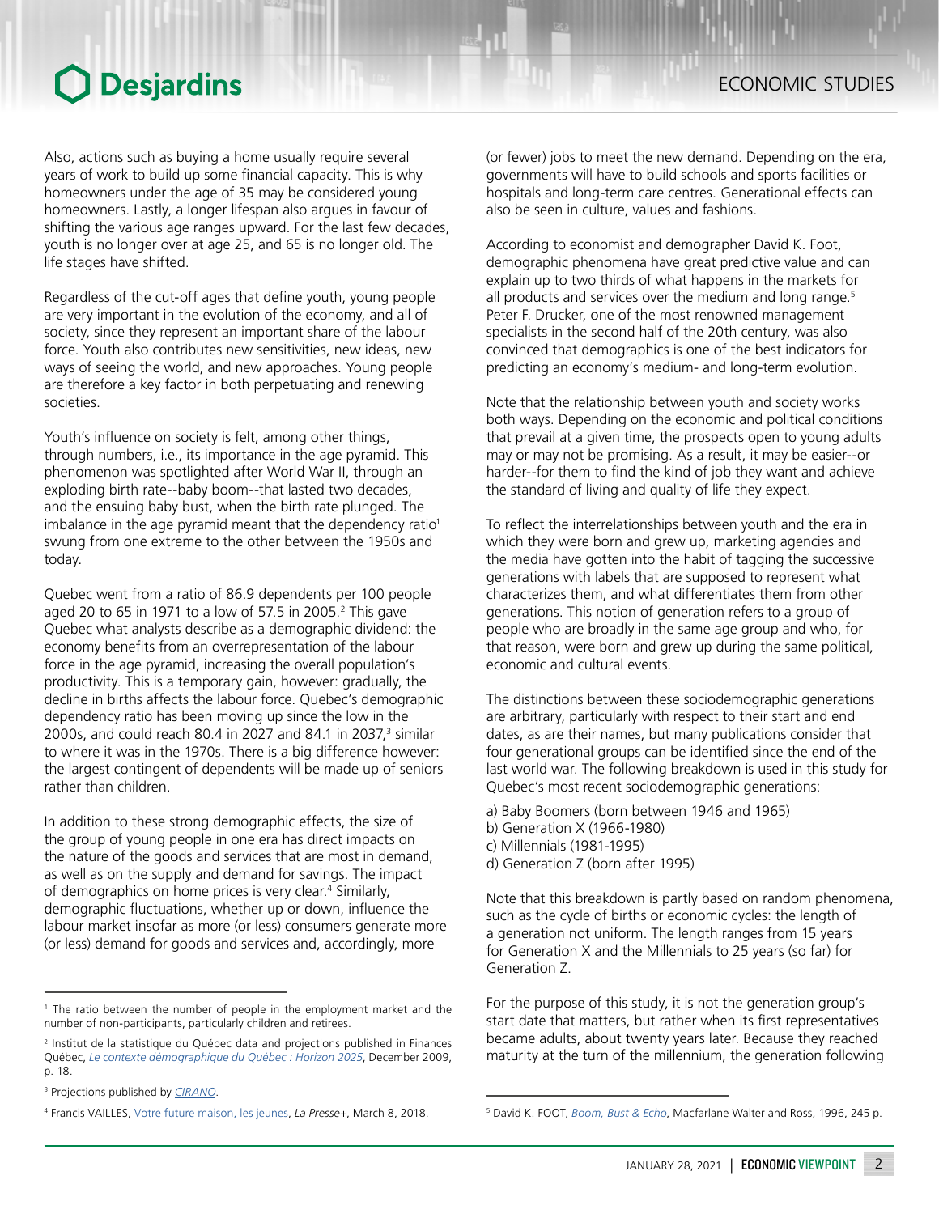Also, actions such as buying a home usually require several years of work to build up some financial capacity. This is why homeowners under the age of 35 may be considered young homeowners. Lastly, a longer lifespan also argues in favour of shifting the various age ranges upward. For the last few decades, youth is no longer over at age 25, and 65 is no longer old. The life stages have shifted.

Regardless of the cut-off ages that define youth, young people are very important in the evolution of the economy, and all of society, since they represent an important share of the labour force. Youth also contributes new sensitivities, new ideas, new ways of seeing the world, and new approaches. Young people are therefore a key factor in both perpetuating and renewing societies.

Youth's influence on society is felt, among other things, through numbers, i.e., its importance in the age pyramid. This phenomenon was spotlighted after World War II, through an exploding birth rate--baby boom--that lasted two decades, and the ensuing baby bust, when the birth rate plunged. The imbalance in the age pyramid meant that the dependency ratio[1] swung from one extreme to the other between the 1950s and today.

Quebec went from a ratio of 86.9 dependents per 100 people aged 20 to 65 in 1971 to a low of 57.5 in 2005.[2] This gave Quebec what analysts describe as a demographic dividend: the economy benefits from an overrepresentation of the labour force in the age pyramid, increasing the overall population's productivity. This is a temporary gain, however: gradually, the decline in births affects the labour force. Quebec's demographic dependency ratio has been moving up since the low in the 2000s, and could reach 80.4 in 2027 and 84.1 in 2037,[3] similar to where it was in the 1970s. There is a big difference however: the largest contingent of dependents will be made up of seniors rather than children.

In addition to these strong demographic effects, the size of the group of young people in one era has direct impacts on the nature of the goods and services that are most in demand, as well as on the supply and demand for savings. The impact of demographics on home prices is very clear.[4] Similarly, demographic fluctuations, whether up or down, influence the labour market insofar as more (or less) consumers generate more (or less) demand for goods and services and, accordingly, more (or fewer) jobs to meet the new demand. Depending on the era, governments will have to build schools and sports facilities or hospitals and long-term care centres. Generational effects can also be seen in culture, values and fashions.

According to economist and demographer David K. Foot, demographic phenomena have great predictive value and can explain up to two thirds of what happens in the markets for all products and services over the medium and long range.[5] Peter F. Drucker, one of the most renowned management specialists in the second half of the 20th century, was also convinced that demographics is one of the best indicators for predicting an economy's medium- and long-term evolution.

Note that the relationship between youth and society works both ways. Depending on the economic and political conditions that prevail at a given time, the prospects open to young adults may or may not be promising. As a result, it may be easier--or harder--for them to find the kind of job they want and achieve the standard of living and quality of life they expect.

To reflect the interrelationships between youth and the era in which they were born and grew up, marketing agencies and the media have gotten into the habit of tagging the successive generations with labels that are supposed to represent what characterizes them, and what differentiates them from other generations. This notion of generation refers to a group of people who are broadly in the same age group and who, for that reason, were born and grew up during the same political, economic and cultural events.

The distinctions between these sociodemographic generations are arbitrary, particularly with respect to their start and end dates, as are their names, but many publications consider that four generational groups can be identified since the end of the last world war. The following breakdown is used in this study for Quebec's most recent sociodemographic generations:

a) Baby Boomers (born between 1946 and 1965)
b) Generation X (1966-1980)
c) Millennials (1981-1995)
d) Generation Z (born after 1995)

Note that this breakdown is partly based on random phenomena, such as the cycle of births or economic cycles: the length of a generation not uniform. The length ranges from 15 years for Generation X and the Millennials to 25 years (so far) for Generation Z.

For the purpose of this study, it is not the generation group's start date that matters, but rather when its first representatives became adults, about twenty years later. Because they reached maturity at the turn of the millennium, the generation following

---

[1] The ratio between the number of people in the employment market and the number of non-participants, particularly children and retirees.

[2] Institut de la statistique du Québec data and projections published in Finances Québec, *Le contexte démographique du Québec : Horizon 2025*, December 2009, p. 18.

[3] Projections published by *CIRANO*.

[4] Francis VAILLES, Votre future maison, les jeunes, *La Presse+*, March 8, 2018.

[5] David K. FOOT, *Boom, Bust & Echo*, Macfarlane Walter and Ross, 1996, 245 p.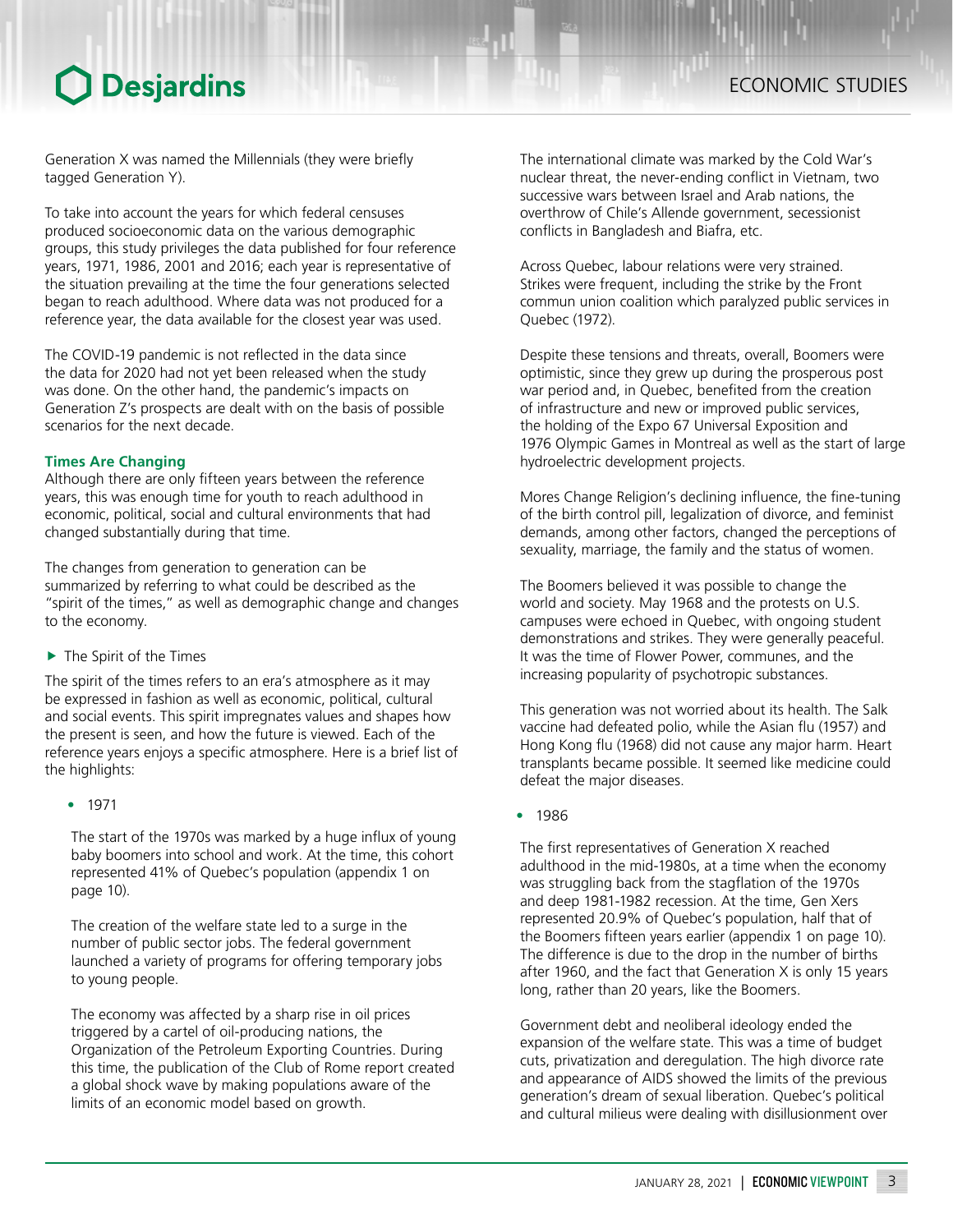Generation X was named the Millennials (they were briefly tagged Generation Y).

To take into account the years for which federal censuses produced socioeconomic data on the various demographic groups, this study privileges the data published for four reference years, 1971, 1986, 2001 and 2016; each year is representative of the situation prevailing at the time the four generations selected began to reach adulthood. Where data was not produced for a reference year, the data available for the closest year was used.

The COVID-19 pandemic is not reflected in the data since the data for 2020 had not yet been released when the study was done. On the other hand, the pandemic's impacts on Generation Z's prospects are dealt with on the basis of possible scenarios for the next decade.

### Times Are Changing

Although there are only fifteen years between the reference years, this was enough time for youth to reach adulthood in economic, political, social and cultural environments that had changed substantially during that time.

The changes from generation to generation can be summarized by referring to what could be described as the "spirit of the times," as well as demographic change and changes to the economy.

#### ▶ The Spirit of the Times

The spirit of the times refers to an era's atmosphere as it may be expressed in fashion as well as economic, political, cultural and social events. This spirit impregnates values and shapes how the present is seen, and how the future is viewed. Each of the reference years enjoys a specific atmosphere. Here is a brief list of the highlights:

- 1971

  The start of the 1970s was marked by a huge influx of young baby boomers into school and work. At the time, this cohort represented 41% of Quebec's population (appendix 1 on page 10).

  The creation of the welfare state led to a surge in the number of public sector jobs. The federal government launched a variety of programs for offering temporary jobs to young people.

  The economy was affected by a sharp rise in oil prices triggered by a cartel of oil-producing nations, the Organization of the Petroleum Exporting Countries. During this time, the publication of the Club of Rome report created a global shock wave by making populations aware of the limits of an economic model based on growth.

  The international climate was marked by the Cold War's nuclear threat, the never-ending conflict in Vietnam, two successive wars between Israel and Arab nations, the overthrow of Chile's Allende government, secessionist conflicts in Bangladesh and Biafra, etc.

  Across Quebec, labour relations were very strained. Strikes were frequent, including the strike by the Front commun union coalition which paralyzed public services in Quebec (1972).

  Despite these tensions and threats, overall, Boomers were optimistic, since they grew up during the prosperous post war period and, in Quebec, benefited from the creation of infrastructure and new or improved public services, the holding of the Expo 67 Universal Exposition and 1976 Olympic Games in Montreal as well as the start of large hydroelectric development projects.

  Mores Change Religion's declining influence, the fine-tuning of the birth control pill, legalization of divorce, and feminist demands, among other factors, changed the perceptions of sexuality, marriage, the family and the status of women.

  The Boomers believed it was possible to change the world and society. May 1968 and the protests on U.S. campuses were echoed in Quebec, with ongoing student demonstrations and strikes. They were generally peaceful. It was the time of Flower Power, communes, and the increasing popularity of psychotropic substances.

  This generation was not worried about its health. The Salk vaccine had defeated polio, while the Asian flu (1957) and Hong Kong flu (1968) did not cause any major harm. Heart transplants became possible. It seemed like medicine could defeat the major diseases.

- 1986

  The first representatives of Generation X reached adulthood in the mid-1980s, at a time when the economy was struggling back from the stagflation of the 1970s and deep 1981-1982 recession. At the time, Gen Xers represented 20.9% of Quebec's population, half that of the Boomers fifteen years earlier (appendix 1 on page 10). The difference is due to the drop in the number of births after 1960, and the fact that Generation X is only 15 years long, rather than 20 years, like the Boomers.

  Government debt and neoliberal ideology ended the expansion of the welfare state. This was a time of budget cuts, privatization and deregulation. The high divorce rate and appearance of AIDS showed the limits of the previous generation's dream of sexual liberation. Quebec's political and cultural milieus were dealing with disillusionment over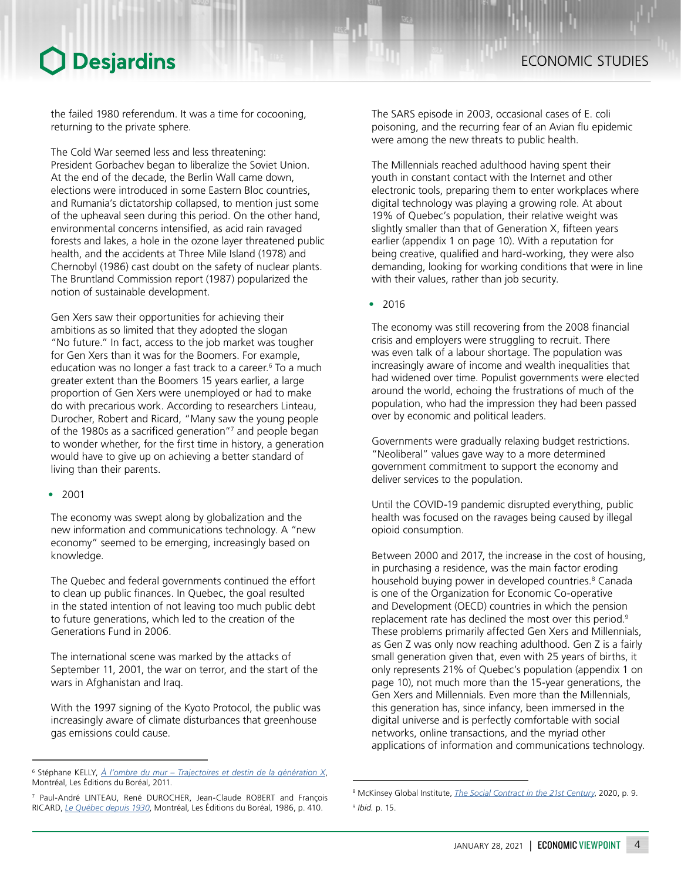the failed 1980 referendum. It was a time for cocooning, returning to the private sphere.

The Cold War seemed less and less threatening: President Gorbachev began to liberalize the Soviet Union. At the end of the decade, the Berlin Wall came down, elections were introduced in some Eastern Bloc countries, and Rumania's dictatorship collapsed, to mention just some of the upheaval seen during this period. On the other hand, environmental concerns intensified, as acid rain ravaged forests and lakes, a hole in the ozone layer threatened public health, and the accidents at Three Mile Island (1978) and Chernobyl (1986) cast doubt on the safety of nuclear plants. The Bruntland Commission report (1987) popularized the notion of sustainable development.

Gen Xers saw their opportunities for achieving their ambitions as so limited that they adopted the slogan "No future." In fact, access to the job market was tougher for Gen Xers than it was for the Boomers. For example, education was no longer a fast track to a career.[6] To a much greater extent than the Boomers 15 years earlier, a large proportion of Gen Xers were unemployed or had to make do with precarious work. According to researchers Linteau, Durocher, Robert and Ricard, "Many saw the young people of the 1980s as a sacrificed generation"[7] and people began to wonder whether, for the first time in history, a generation would have to give up on achieving a better standard of living than their parents.

- 2001

The economy was swept along by globalization and the new information and communications technology. A "new economy" seemed to be emerging, increasingly based on knowledge.

The Quebec and federal governments continued the effort to clean up public finances. In Quebec, the goal resulted in the stated intention of not leaving too much public debt to future generations, which led to the creation of the Generations Fund in 2006.

The international scene was marked by the attacks of September 11, 2001, the war on terror, and the start of the wars in Afghanistan and Iraq.

With the 1997 signing of the Kyoto Protocol, the public was increasingly aware of climate disturbances that greenhouse gas emissions could cause.

The SARS episode in 2003, occasional cases of E. coli poisoning, and the recurring fear of an Avian flu epidemic were among the new threats to public health.

The Millennials reached adulthood having spent their youth in constant contact with the Internet and other electronic tools, preparing them to enter workplaces where digital technology was playing a growing role. At about 19% of Quebec's population, their relative weight was slightly smaller than that of Generation X, fifteen years earlier (appendix 1 on page 10). With a reputation for being creative, qualified and hard-working, they were also demanding, looking for working conditions that were in line with their values, rather than job security.

- 2016

The economy was still recovering from the 2008 financial crisis and employers were struggling to recruit. There was even talk of a labour shortage. The population was increasingly aware of income and wealth inequalities that had widened over time. Populist governments were elected around the world, echoing the frustrations of much of the population, who had the impression they had been passed over by economic and political leaders.

Governments were gradually relaxing budget restrictions. "Neoliberal" values gave way to a more determined government commitment to support the economy and deliver services to the population.

Until the COVID-19 pandemic disrupted everything, public health was focused on the ravages being caused by illegal opioid consumption.

Between 2000 and 2017, the increase in the cost of housing, in purchasing a residence, was the main factor eroding household buying power in developed countries.[8] Canada is one of the Organization for Economic Co-operative and Development (OECD) countries in which the pension replacement rate has declined the most over this period.[9] These problems primarily affected Gen Xers and Millennials, as Gen Z was only now reaching adulthood. Gen Z is a fairly small generation given that, even with 25 years of births, it only represents 21% of Quebec's population (appendix 1 on page 10), not much more than the 15-year generations, the Gen Xers and Millennials. Even more than the Millennials, this generation has, since infancy, been immersed in the digital universe and is perfectly comfortable with social networks, online transactions, and the myriad other applications of information and communications technology.

---

[6] Stéphane KELLY, *À l'ombre du mur – Trajectoires et destin de la génération X*, Montréal, Les Éditions du Boréal, 2011.

[7] Paul-André LINTEAU, René DUROCHER, Jean-Claude ROBERT and François RICARD, *Le Québec depuis 1930*, Montréal, Les Éditions du Boréal, 1986, p. 410.

[8] McKinsey Global Institute, *The Social Contract in the 21st Century*, 2020, p. 9.

[9] *Ibid.* p. 15.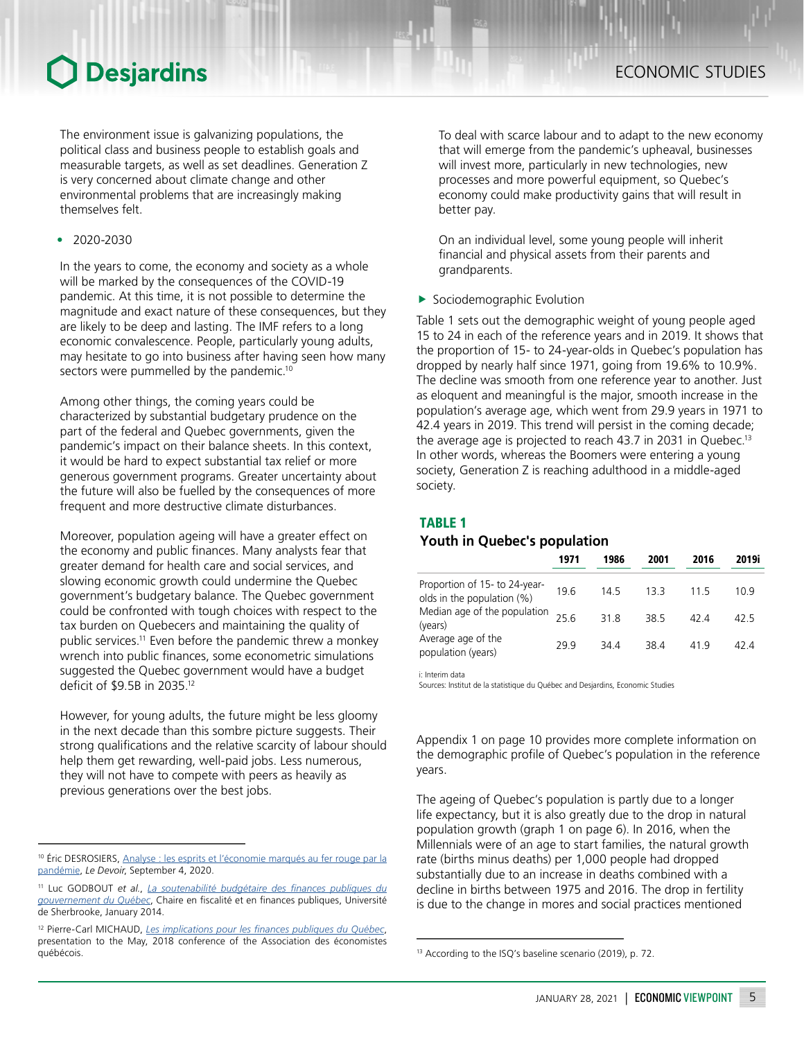The environment issue is galvanizing populations, the political class and business people to establish goals and measurable targets, as well as set deadlines. Generation Z is very concerned about climate change and other environmental problems that are increasingly making themselves felt.

- 2020-2030

In the years to come, the economy and society as a whole will be marked by the consequences of the COVID-19 pandemic. At this time, it is not possible to determine the magnitude and exact nature of these consequences, but they are likely to be deep and lasting. The IMF refers to a long economic convalescence. People, particularly young adults, may hesitate to go into business after having seen how many sectors were pummelled by the pandemic.[10]

Among other things, the coming years could be characterized by substantial budgetary prudence on the part of the federal and Quebec governments, given the pandemic's impact on their balance sheets. In this context, it would be hard to expect substantial tax relief or more generous government programs. Greater uncertainty about the future will also be fuelled by the consequences of more frequent and more destructive climate disturbances.

Moreover, population ageing will have a greater effect on the economy and public finances. Many analysts fear that greater demand for health care and social services, and slowing economic growth could undermine the Quebec government's budgetary balance. The Quebec government could be confronted with tough choices with respect to the tax burden on Quebecers and maintaining the quality of public services.[11] Even before the pandemic threw a monkey wrench into public finances, some econometric simulations suggested the Quebec government would have a budget deficit of $9.5B in 2035.[12]

However, for young adults, the future might be less gloomy in the next decade than this sombre picture suggests. Their strong qualifications and the relative scarcity of labour should help them get rewarding, well-paid jobs. Less numerous, they will not have to compete with peers as heavily as previous generations over the best jobs.

To deal with scarce labour and to adapt to the new economy that will emerge from the pandemic's upheaval, businesses will invest more, particularly in new technologies, new processes and more powerful equipment, so Quebec's economy could make productivity gains that will result in better pay.

On an individual level, some young people will inherit financial and physical assets from their parents and grandparents.

- Sociodemographic Evolution

Table 1 sets out the demographic weight of young people aged 15 to 24 in each of the reference years and in 2019. It shows that the proportion of 15- to 24-year-olds in Quebec's population has dropped by nearly half since 1971, going from 19.6% to 10.9%. The decline was smooth from one reference year to another. Just as eloquent and meaningful is the major, smooth increase in the population's average age, which went from 29.9 years in 1971 to 42.4 years in 2019. This trend will persist in the coming decade; the average age is projected to reach 43.7 in 2031 in Quebec.[13] In other words, whereas the Boomers were entering a young society, Generation Z is reaching adulthood in a middle-aged society.

**TABLE 1**
**Youth in Quebec's population**

| | 1971 | 1986 | 2001 | 2016 | 2019i |
|---|---|---|---|---|---|
| Proportion of 15- to 24-year-olds in the population (%) | 19.6 | 14.5 | 13.3 | 11.5 | 10.9 |
| Median age of the population (years) | 25.6 | 31.8 | 38.5 | 42.4 | 42.5 |
| Average age of the population (years) | 29.9 | 34.4 | 38.4 | 41.9 | 42.4 |

i: Interim data
Sources: Institut de la statistique du Québec and Desjardins, Economic Studies

Appendix 1 on page 10 provides more complete information on the demographic profile of Quebec's population in the reference years.

The ageing of Quebec's population is partly due to a longer life expectancy, but it is also greatly due to the drop in natural population growth (graph 1 on page 6). In 2016, when the Millennials were of an age to start families, the natural growth rate (births minus deaths) per 1,000 people had dropped substantially due to an increase in deaths combined with a decline in births between 1975 and 2016. The drop in fertility is due to the change in mores and social practices mentioned

---

[10] Éric DESROSIERS, Analyse : les esprits et l'économie marqués au fer rouge par la pandémie, *Le Devoir*, September 4, 2020.

[11] Luc GODBOUT *et al.*, *La soutenabilité budgétaire des finances publiques du gouvernement du Québec*, Chaire en fiscalité et en finances publiques, Université de Sherbrooke, January 2014.

[12] Pierre-Carl MICHAUD, *Les implications pour les finances publiques du Québec*, presentation to the May, 2018 conference of the Association des économistes québécois.

[13] According to the ISQ's baseline scenario (2019), p. 72.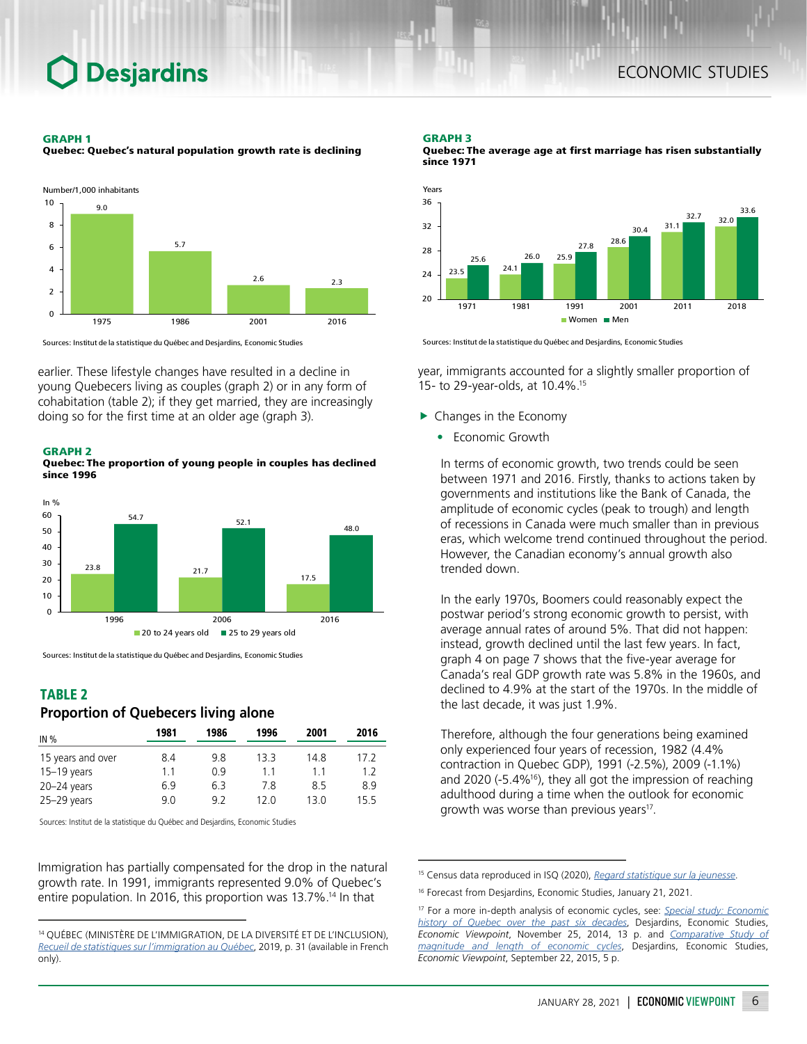**GRAPH 1**
**Quebec: Quebec's natural population growth rate is declining**

Sources: Institut de la statistique du Québec and Desjardins, Economic Studies

earlier. These lifestyle changes have resulted in a decline in young Quebecers living as couples (graph 2) or in any form of cohabitation (table 2); if they get married, they are increasingly doing so for the first time at an older age (graph 3).

**GRAPH 2**
**Quebec: The proportion of young people in couples has declined since 1996**

Sources: Institut de la statistique du Québec and Desjardins, Economic Studies

## TABLE 2
### Proportion of Quebecers living alone

| IN % | 1981 | 1986 | 1996 | 2001 | 2016 |
|---|---|---|---|---|---|
| 15 years and over | 8.4 | 9.8 | 13.3 | 14.8 | 17.2 |
| 15–19 years | 1.1 | 0.9 | 1.1 | 1.1 | 1.2 |
| 20–24 years | 6.9 | 6.3 | 7.8 | 8.5 | 8.9 |
| 25–29 years | 9.0 | 9.2 | 12.0 | 13.0 | 15.5 |

Sources: Institut de la statistique du Québec and Desjardins, Economic Studies

Immigration has partially compensated for the drop in the natural growth rate. In 1991, immigrants represented 9.0% of Quebec's entire population. In 2016, this proportion was 13.7%.[14] In that year, immigrants accounted for a slightly smaller proportion of 15- to 29-year-olds, at 10.4%.[15]

**GRAPH 3**
**Quebec: The average age at first marriage has risen substantially since 1971**

Sources: Institut de la statistique du Québec and Desjardins, Economic Studies

- Changes in the Economy
  - Economic Growth

In terms of economic growth, two trends could be seen between 1971 and 2016. Firstly, thanks to actions taken by governments and institutions like the Bank of Canada, the amplitude of economic cycles (peak to trough) and length of recessions in Canada were much smaller than in previous eras, which welcome trend continued throughout the period. However, the Canadian economy's annual growth also trended down.

In the early 1970s, Boomers could reasonably expect the postwar period's strong economic growth to persist, with average annual rates of around 5%. That did not happen: instead, growth declined until the last few years. In fact, graph 4 on page 7 shows that the five-year average for Canada's real GDP growth rate was 5.8% in the 1960s, and declined to 4.9% at the start of the 1970s. In the middle of the last decade, it was just 1.9%.

Therefore, although the four generations being examined only experienced four years of recession, 1982 (4.4% contraction in Quebec GDP), 1991 (-2.5%), 2009 (-1.1%) and 2020 (-5.4%[16]), they all got the impression of reaching adulthood during a time when the outlook for economic growth was worse than previous years[17].

---

[14] QUÉBEC (MINISTÈRE DE L'IMMIGRATION, DE LA DIVERSITÉ ET DE L'INCLUSION), *Recueil de statistiques sur l'immigration au Québec*, 2019, p. 31 (available in French only).

[15] Census data reproduced in ISQ (2020), *Regard statistique sur la jeunesse*.

[16] Forecast from Desjardins, Economic Studies, January 21, 2021.

[17] For a more in-depth analysis of economic cycles, see: *Special study: Economic history of Quebec over the past six decades*, Desjardins, Economic Studies, *Economic Viewpoint*, November 25, 2014, 13 p. and *Comparative Study of magnitude and length of economic cycles*, Desjardins, Economic Studies, *Economic Viewpoint*, September 22, 2015, 5 p.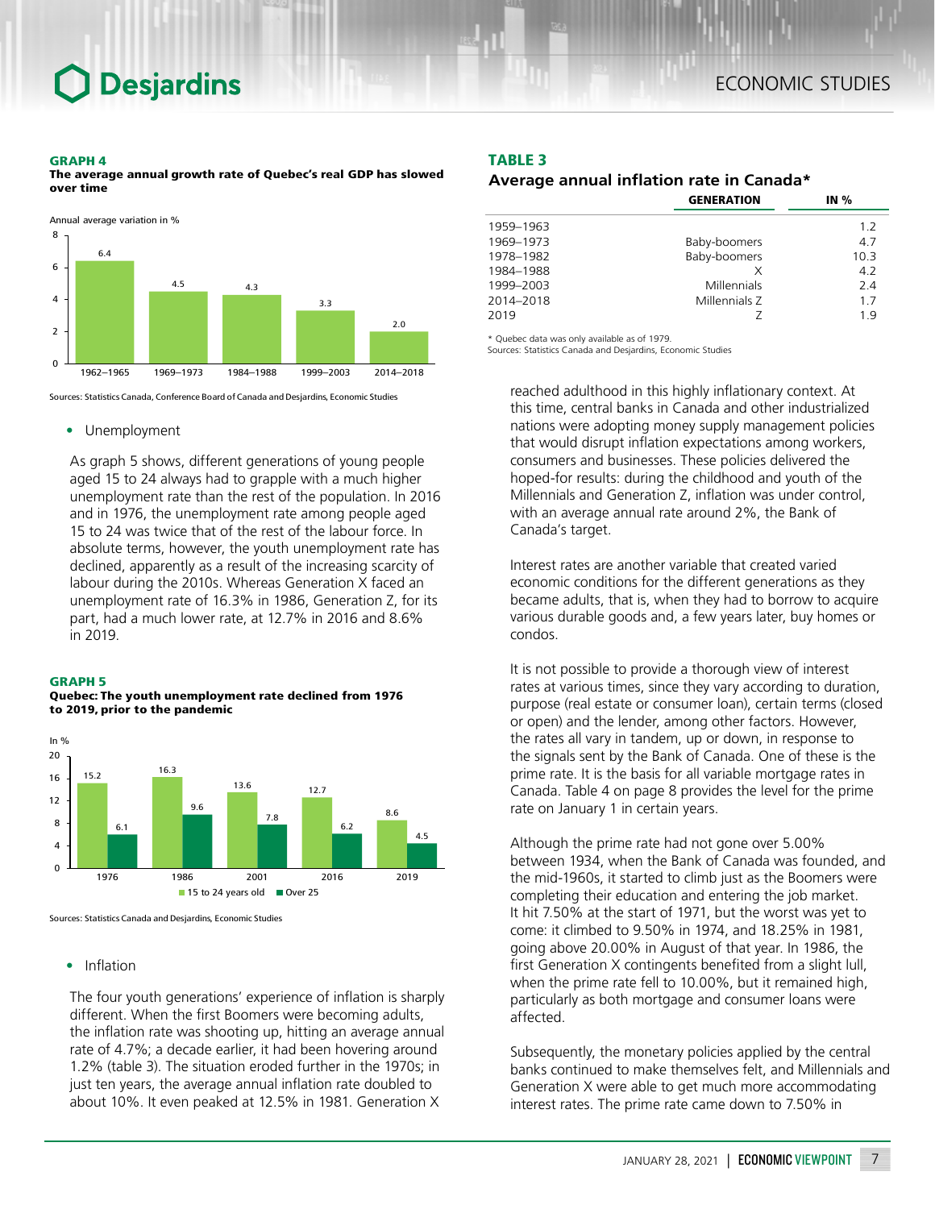**GRAPH 4**
**The average annual growth rate of Quebec's real GDP has slowed over time**

Annual average variation in %

| Period | Value |
|---|---|
| 1962–1965 | 6.4 |
| 1969–1973 | 4.5 |
| 1984–1988 | 4.3 |
| 1999–2003 | 3.3 |
| 2014–2018 | 2.0 |

Sources: Statistics Canada, Conference Board of Canada and Desjardins, Economic Studies

- Unemployment

As graph 5 shows, different generations of young people aged 15 to 24 always had to grapple with a much higher unemployment rate than the rest of the population. In 2016 and in 1976, the unemployment rate among people aged 15 to 24 was twice that of the rest of the labour force. In absolute terms, however, the youth unemployment rate has declined, apparently as a result of the increasing scarcity of labour during the 2010s. Whereas Generation X faced an unemployment rate of 16.3% in 1986, Generation Z, for its part, had a much lower rate, at 12.7% in 2016 and 8.6% in 2019.

**GRAPH 5**
**Quebec: The youth unemployment rate declined from 1976 to 2019, prior to the pandemic**

In %

| Year | 15 to 24 years old | Over 25 |
|---|---|---|
| 1976 | 15.2 | 6.1 |
| 1986 | 16.3 | 9.6 |
| 2001 | 13.6 | 7.8 |
| 2016 | 12.7 | 6.2 |
| 2019 | 8.6 | 4.5 |

Sources: Statistics Canada and Desjardins, Economic Studies

- Inflation

The four youth generations' experience of inflation is sharply different. When the first Boomers were becoming adults, the inflation rate was shooting up, hitting an average annual rate of 4.7%; a decade earlier, it had been hovering around 1.2% (table 3). The situation eroded further in the 1970s; in just ten years, the average annual inflation rate doubled to about 10%. It even peaked at 12.5% in 1981. Generation X reached adulthood in this highly inflationary context. At this time, central banks in Canada and other industrialized nations were adopting money supply management policies that would disrupt inflation expectations among workers, consumers and businesses. These policies delivered the hoped-for results: during the childhood and youth of the Millennials and Generation Z, inflation was under control, with an average annual rate around 2%, the Bank of Canada's target.

**TABLE 3**
**Average annual inflation rate in Canada***

| | GENERATION | IN % |
|---|---|---|
| 1959–1963 | | 1.2 |
| 1969–1973 | Baby-boomers | 4.7 |
| 1978–1982 | Baby-boomers | 10.3 |
| 1984–1988 | X | 4.2 |
| 1999–2003 | Millennials | 2.4 |
| 2014–2018 | Millennials Z | 1.7 |
| 2019 | Z | 1.9 |

* Quebec data was only available as of 1979.
Sources: Statistics Canada and Desjardins, Economic Studies

Interest rates are another variable that created varied economic conditions for the different generations as they became adults, that is, when they had to borrow to acquire various durable goods and, a few years later, buy homes or condos.

It is not possible to provide a thorough view of interest rates at various times, since they vary according to duration, purpose (real estate or consumer loan), certain terms (closed or open) and the lender, among other factors. However, the rates all vary in tandem, up or down, in response to the signals sent by the Bank of Canada. One of these is the prime rate. It is the basis for all variable mortgage rates in Canada. Table 4 on page 8 provides the level for the prime rate on January 1 in certain years.

Although the prime rate had not gone over 5.00% between 1934, when the Bank of Canada was founded, and the mid-1960s, it started to climb just as the Boomers were completing their education and entering the job market. It hit 7.50% at the start of 1971, but the worst was yet to come: it climbed to 9.50% in 1974, and 18.25% in 1981, going above 20.00% in August of that year. In 1986, the first Generation X contingents benefited from a slight lull, when the prime rate fell to 10.00%, but it remained high, particularly as both mortgage and consumer loans were affected.

Subsequently, the monetary policies applied by the central banks continued to make themselves felt, and Millennials and Generation X were able to get much more accommodating interest rates. The prime rate came down to 7.50% in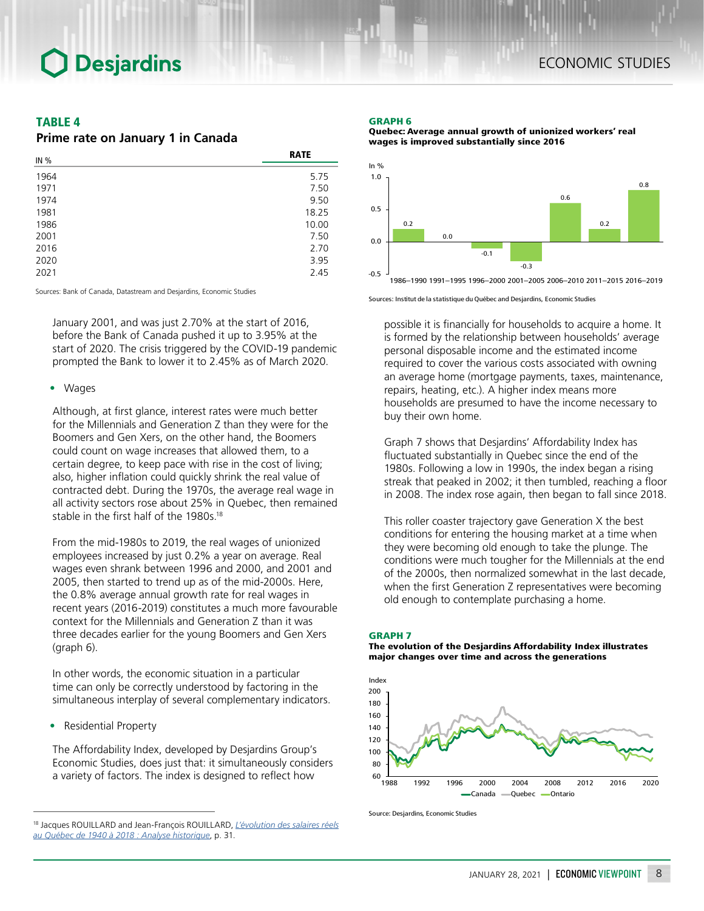### TABLE 4
**Prime rate on January 1 in Canada**

| IN % | RATE |
|---|---|
| 1964 | 5.75 |
| 1971 | 7.50 |
| 1974 | 9.50 |
| 1981 | 18.25 |
| 1986 | 10.00 |
| 2001 | 7.50 |
| 2016 | 2.70 |
| 2020 | 3.95 |
| 2021 | 2.45 |

Sources: Bank of Canada, Datastream and Desjardins, Economic Studies

January 2001, and was just 2.70% at the start of 2016, before the Bank of Canada pushed it up to 3.95% at the start of 2020. The crisis triggered by the COVID-19 pandemic prompted the Bank to lower it to 2.45% as of March 2020.

- Wages

Although, at first glance, interest rates were much better for the Millennials and Generation Z than they were for the Boomers and Gen Xers, on the other hand, the Boomers could count on wage increases that allowed them, to a certain degree, to keep pace with rise in the cost of living; also, higher inflation could quickly shrink the real value of contracted debt. During the 1970s, the average real wage in all activity sectors rose about 25% in Quebec, then remained stable in the first half of the 1980s.[18]

From the mid-1980s to 2019, the real wages of unionized employees increased by just 0.2% a year on average. Real wages even shrank between 1996 and 2000, and 2001 and 2005, then started to trend up as of the mid-2000s. Here, the 0.8% average annual growth rate for real wages in recent years (2016-2019) constitutes a much more favourable context for the Millennials and Generation Z than it was three decades earlier for the young Boomers and Gen Xers (graph 6).

In other words, the economic situation in a particular time can only be correctly understood by factoring in the simultaneous interplay of several complementary indicators.

- Residential Property

The Affordability Index, developed by Desjardins Group's Economic Studies, does just that: it simultaneously considers a variety of factors. The index is designed to reflect how possible it is financially for households to acquire a home. It is formed by the relationship between households' average personal disposable income and the estimated income required to cover the various costs associated with owning an average home (mortgage payments, taxes, maintenance, repairs, heating, etc.). A higher index means more households are presumed to have the income necessary to buy their own home.

Graph 7 shows that Desjardins' Affordability Index has fluctuated substantially in Quebec since the end of the 1980s. Following a low in 1990s, the index began a rising streak that peaked in 2002; it then tumbled, reaching a floor in 2008. The index rose again, then began to fall since 2018.

This roller coaster trajectory gave Generation X the best conditions for entering the housing market at a time when they were becoming old enough to take the plunge. The conditions were much tougher for the Millennials at the end of the 2000s, then normalized somewhat in the last decade, when the first Generation Z representatives were becoming old enough to contemplate purchasing a home.

### GRAPH 6
**Quebec: Average annual growth of unionized workers' real wages is improved substantially since 2016**

| In % | 1986–1990 | 1991–1995 | 1996–2000 | 2001–2005 | 2006–2010 | 2011–2015 | 2016–2019 |
|---|---|---|---|---|---|---|---|
| Growth | 0.2 | 0.0 | -0.1 | -0.3 | 0.6 | 0.2 | 0.8 |

Sources: Institut de la statistique du Québec and Desjardins, Economic Studies

### GRAPH 7
**The evolution of the Desjardins Affordability Index illustrates major changes over time and across the generations**

Index (1988–2020): Canada, Quebec, Ontario

Source: Desjardins, Economic Studies

[18] Jacques ROUILLARD and Jean-François ROUILLARD, *L'évolution des salaires réels au Québec de 1940 à 2018 : Analyse historique*, p. 31.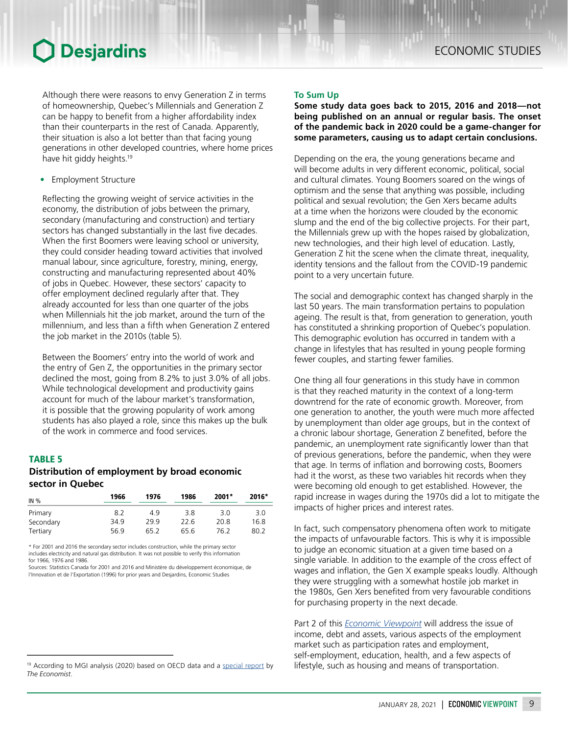Although there were reasons to envy Generation Z in terms of homeownership, Quebec's Millennials and Generation Z can be happy to benefit from a higher affordability index than their counterparts in the rest of Canada. Apparently, their situation is also a lot better than that facing young generations in other developed countries, where home prices have hit giddy heights.[19]

- Employment Structure

Reflecting the growing weight of service activities in the economy, the distribution of jobs between the primary, secondary (manufacturing and construction) and tertiary sectors has changed substantially in the last five decades. When the first Boomers were leaving school or university, they could consider heading toward activities that involved manual labour, since agriculture, forestry, mining, energy, constructing and manufacturing represented about 40% of jobs in Quebec. However, these sectors' capacity to offer employment declined regularly after that. They already accounted for less than one quarter of the jobs when Millennials hit the job market, around the turn of the millennium, and less than a fifth when Generation Z entered the job market in the 2010s (table 5).

Between the Boomers' entry into the world of work and the entry of Gen Z, the opportunities in the primary sector declined the most, going from 8.2% to just 3.0% of all jobs. While technological development and productivity gains account for much of the labour market's transformation, it is possible that the growing popularity of work among students has also played a role, since this makes up the bulk of the work in commerce and food services.

**TABLE 5**

**Distribution of employment by broad economic sector in Quebec**

| IN % | 1966 | 1976 | 1986 | 2001* | 2016* |
|---|---|---|---|---|---|
| Primary | 8.2 | 4.9 | 3.8 | 3.0 | 3.0 |
| Secondary | 34.9 | 29.9 | 22.6 | 20.8 | 16.8 |
| Tertiary | 56.9 | 65.2 | 65.6 | 76.2 | 80.2 |

* For 2001 and 2016 the secondary sector includes construction, while the primary sector includes electricity and natural gas distribution. It was not possible to verify this information for 1966, 1976 and 1986.
Sources: Statistics Canada for 2001 and 2016 and Ministère du développement économique, de l'Innovation et de l'Exportation (1996) for prior years and Desjardins, Economic Studies

[19] According to MGI analysis (2020) based on OECD data and a special report by *The Economist*.

### To Sum Up

**Some study data goes back to 2015, 2016 and 2018—not being published on an annual or regular basis. The onset of the pandemic back in 2020 could be a game-changer for some parameters, causing us to adapt certain conclusions.**

Depending on the era, the young generations became and will become adults in very different economic, political, social and cultural climates. Young Boomers soared on the wings of optimism and the sense that anything was possible, including political and sexual revolution; the Gen Xers became adults at a time when the horizons were clouded by the economic slump and the end of the big collective projects. For their part, the Millennials grew up with the hopes raised by globalization, new technologies, and their high level of education. Lastly, Generation Z hit the scene when the climate threat, inequality, identity tensions and the fallout from the COVID-19 pandemic point to a very uncertain future.

The social and demographic context has changed sharply in the last 50 years. The main transformation pertains to population ageing. The result is that, from generation to generation, youth has constituted a shrinking proportion of Quebec's population. This demographic evolution has occurred in tandem with a change in lifestyles that has resulted in young people forming fewer couples, and starting fewer families.

One thing all four generations in this study have in common is that they reached maturity in the context of a long-term downtrend for the rate of economic growth. Moreover, from one generation to another, the youth were much more affected by unemployment than older age groups, but in the context of a chronic labour shortage, Generation Z benefited, before the pandemic, an unemployment rate significantly lower than that of previous generations, before the pandemic, when they were that age. In terms of inflation and borrowing costs, Boomers had it the worst, as these two variables hit records when they were becoming old enough to get established. However, the rapid increase in wages during the 1970s did a lot to mitigate the impacts of higher prices and interest rates.

In fact, such compensatory phenomena often work to mitigate the impacts of unfavourable factors. This is why it is impossible to judge an economic situation at a given time based on a single variable. In addition to the example of the cross effect of wages and inflation, the Gen X example speaks loudly. Although they were struggling with a somewhat hostile job market in the 1980s, Gen Xers benefited from very favourable conditions for purchasing property in the next decade.

Part 2 of this *Economic Viewpoint* will address the issue of income, debt and assets, various aspects of the employment market such as participation rates and employment, self-employment, education, health, and a few aspects of lifestyle, such as housing and means of transportation.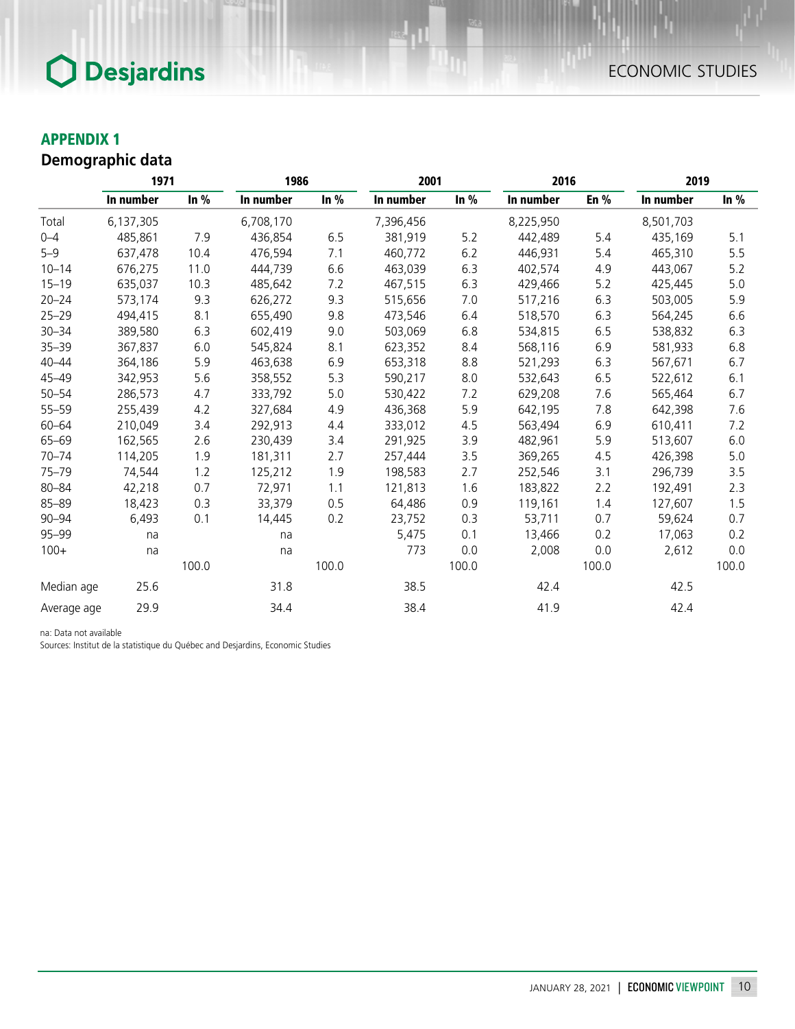## APPENDIX 1

### Demographic data

| | 1971 | | 1986 | | 2001 | | 2016 | | 2019 | |
|---|---|---|---|---|---|---|---|---|---|---|
| | In number | In % | In number | In % | In number | In % | In number | En % | In number | In % |
| Total | 6,137,305 | | 6,708,170 | | 7,396,456 | | 8,225,950 | | 8,501,703 | |
| 0–4 | 485,861 | 7.9 | 436,854 | 6.5 | 381,919 | 5.2 | 442,489 | 5.4 | 435,169 | 5.1 |
| 5–9 | 637,478 | 10.4 | 476,594 | 7.1 | 460,772 | 6.2 | 446,931 | 5.4 | 465,310 | 5.5 |
| 10–14 | 676,275 | 11.0 | 444,739 | 6.6 | 463,039 | 6.3 | 402,574 | 4.9 | 443,067 | 5.2 |
| 15–19 | 635,037 | 10.3 | 485,642 | 7.2 | 467,515 | 6.3 | 429,466 | 5.2 | 425,445 | 5.0 |
| 20–24 | 573,174 | 9.3 | 626,272 | 9.3 | 515,656 | 7.0 | 517,216 | 6.3 | 503,005 | 5.9 |
| 25–29 | 494,415 | 8.1 | 655,490 | 9.8 | 473,546 | 6.4 | 518,570 | 6.3 | 564,245 | 6.6 |
| 30–34 | 389,580 | 6.3 | 602,419 | 9.0 | 503,069 | 6.8 | 534,815 | 6.5 | 538,832 | 6.3 |
| 35–39 | 367,837 | 6.0 | 545,824 | 8.1 | 623,352 | 8.4 | 568,116 | 6.9 | 581,933 | 6.8 |
| 40–44 | 364,186 | 5.9 | 463,638 | 6.9 | 653,318 | 8.8 | 521,293 | 6.3 | 567,671 | 6.7 |
| 45–49 | 342,953 | 5.6 | 358,552 | 5.3 | 590,217 | 8.0 | 532,643 | 6.5 | 522,612 | 6.1 |
| 50–54 | 286,573 | 4.7 | 333,792 | 5.0 | 530,422 | 7.2 | 629,208 | 7.6 | 565,464 | 6.7 |
| 55–59 | 255,439 | 4.2 | 327,684 | 4.9 | 436,368 | 5.9 | 642,195 | 7.8 | 642,398 | 7.6 |
| 60–64 | 210,049 | 3.4 | 292,913 | 4.4 | 333,012 | 4.5 | 563,494 | 6.9 | 610,411 | 7.2 |
| 65–69 | 162,565 | 2.6 | 230,439 | 3.4 | 291,925 | 3.9 | 482,961 | 5.9 | 513,607 | 6.0 |
| 70–74 | 114,205 | 1.9 | 181,311 | 2.7 | 257,444 | 3.5 | 369,265 | 4.5 | 426,398 | 5.0 |
| 75–79 | 74,544 | 1.2 | 125,212 | 1.9 | 198,583 | 2.7 | 252,546 | 3.1 | 296,739 | 3.5 |
| 80–84 | 42,218 | 0.7 | 72,971 | 1.1 | 121,813 | 1.6 | 183,822 | 2.2 | 192,491 | 2.3 |
| 85–89 | 18,423 | 0.3 | 33,379 | 0.5 | 64,486 | 0.9 | 119,161 | 1.4 | 127,607 | 1.5 |
| 90–94 | 6,493 | 0.1 | 14,445 | 0.2 | 23,752 | 0.3 | 53,711 | 0.7 | 59,624 | 0.7 |
| 95–99 | na | | na | | 5,475 | 0.1 | 13,466 | 0.2 | 17,063 | 0.2 |
| 100+ | na | | na | | 773 | 0.0 | 2,008 | 0.0 | 2,612 | 0.0 |
| | | 100.0 | | 100.0 | | 100.0 | | 100.0 | | 100.0 |
| Median age | 25.6 | | 31.8 | | 38.5 | | 42.4 | | 42.5 | |
| Average age | 29.9 | | 34.4 | | 38.4 | | 41.9 | | 42.4 | |

na: Data not available
Sources: Institut de la statistique du Québec and Desjardins, Economic Studies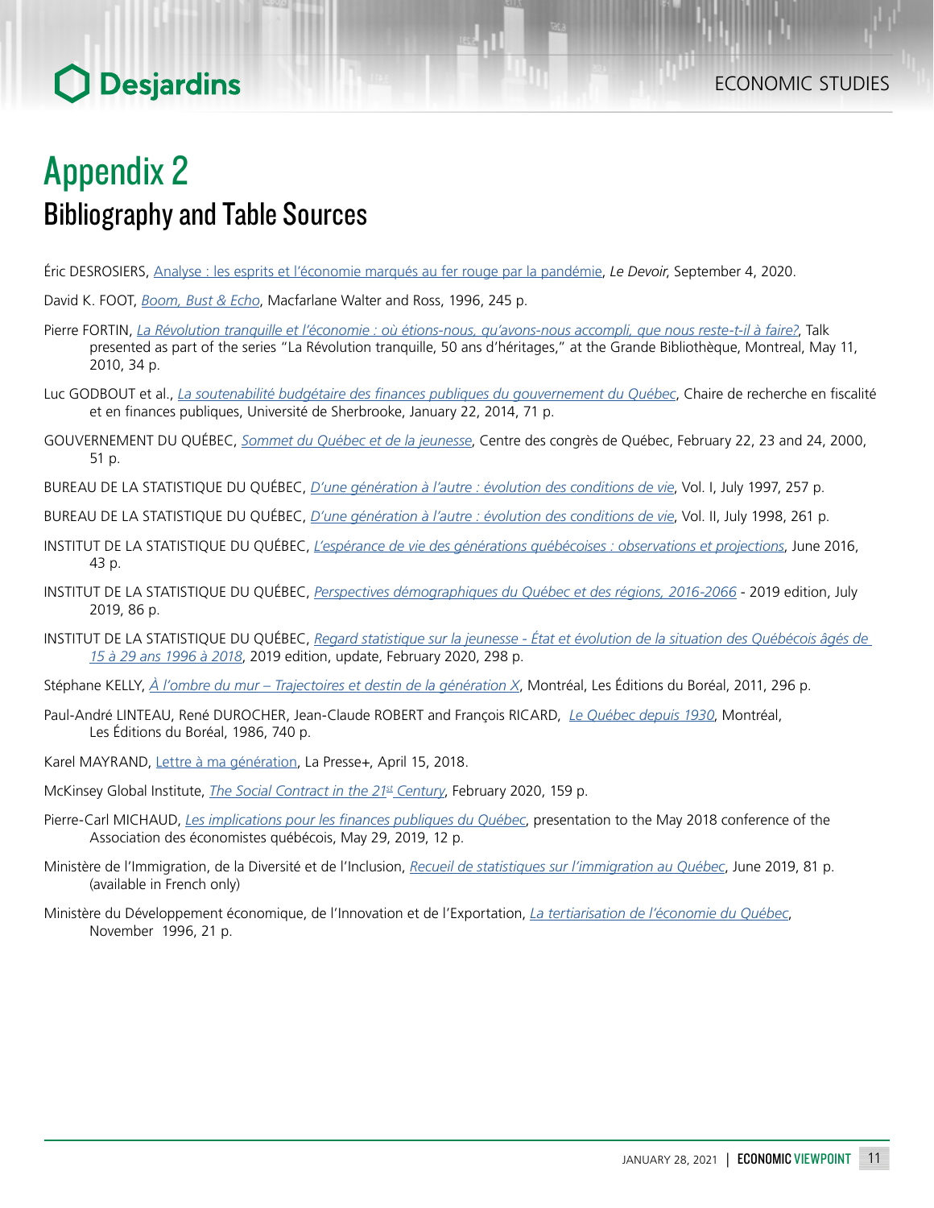# Appendix 2

## Bibliography and Table Sources

Éric DESROSIERS, Analyse : les esprits et l'économie marqués au fer rouge par la pandémie, *Le Devoir*, September 4, 2020.

David K. FOOT, *Boom, Bust & Echo*, Macfarlane Walter and Ross, 1996, 245 p.

Pierre FORTIN, *La Révolution tranquille et l'économie : où étions-nous, qu'avons-nous accompli, que nous reste-t-il à faire?*, Talk presented as part of the series "La Révolution tranquille, 50 ans d'héritages," at the Grande Bibliothèque, Montreal, May 11, 2010, 34 p.

Luc GODBOUT et al., *La soutenabilité budgétaire des finances publiques du gouvernement du Québec*, Chaire de recherche en fiscalité et en finances publiques, Université de Sherbrooke, January 22, 2014, 71 p.

GOUVERNEMENT DU QUÉBEC, *Sommet du Québec et de la jeunesse*, Centre des congrès de Québec, February 22, 23 and 24, 2000, 51 p.

BUREAU DE LA STATISTIQUE DU QUÉBEC, *D'une génération à l'autre : évolution des conditions de vie*, Vol. I, July 1997, 257 p.

BUREAU DE LA STATISTIQUE DU QUÉBEC, *D'une génération à l'autre : évolution des conditions de vie*, Vol. II, July 1998, 261 p.

INSTITUT DE LA STATISTIQUE DU QUÉBEC, *L'espérance de vie des générations québécoises : observations et projections*, June 2016, 43 p.

INSTITUT DE LA STATISTIQUE DU QUÉBEC, *Perspectives démographiques du Québec et des régions, 2016-2066* - 2019 edition, July 2019, 86 p.

INSTITUT DE LA STATISTIQUE DU QUÉBEC, *Regard statistique sur la jeunesse - État et évolution de la situation des Québécois âgés de 15 à 29 ans 1996 à 2018*, 2019 edition, update, February 2020, 298 p.

Stéphane KELLY, *À l'ombre du mur – Trajectoires et destin de la génération X*, Montréal, Les Éditions du Boréal, 2011, 296 p.

Paul-André LINTEAU, René DUROCHER, Jean-Claude ROBERT and François RICARD, *Le Québec depuis 1930*, Montréal, Les Éditions du Boréal, 1986, 740 p.

Karel MAYRAND, Lettre à ma génération, La Presse+, April 15, 2018.

McKinsey Global Institute, *The Social Contract in the 21st Century*, February 2020, 159 p.

Pierre-Carl MICHAUD, *Les implications pour les finances publiques du Québec*, presentation to the May 2018 conference of the Association des économistes québécois, May 29, 2019, 12 p.

Ministère de l'Immigration, de la Diversité et de l'Inclusion, *Recueil de statistiques sur l'immigration au Québec*, June 2019, 81 p. (available in French only)

Ministère du Développement économique, de l'Innovation et de l'Exportation, *La tertiarisation de l'économie du Québec*, November 1996, 21 p.